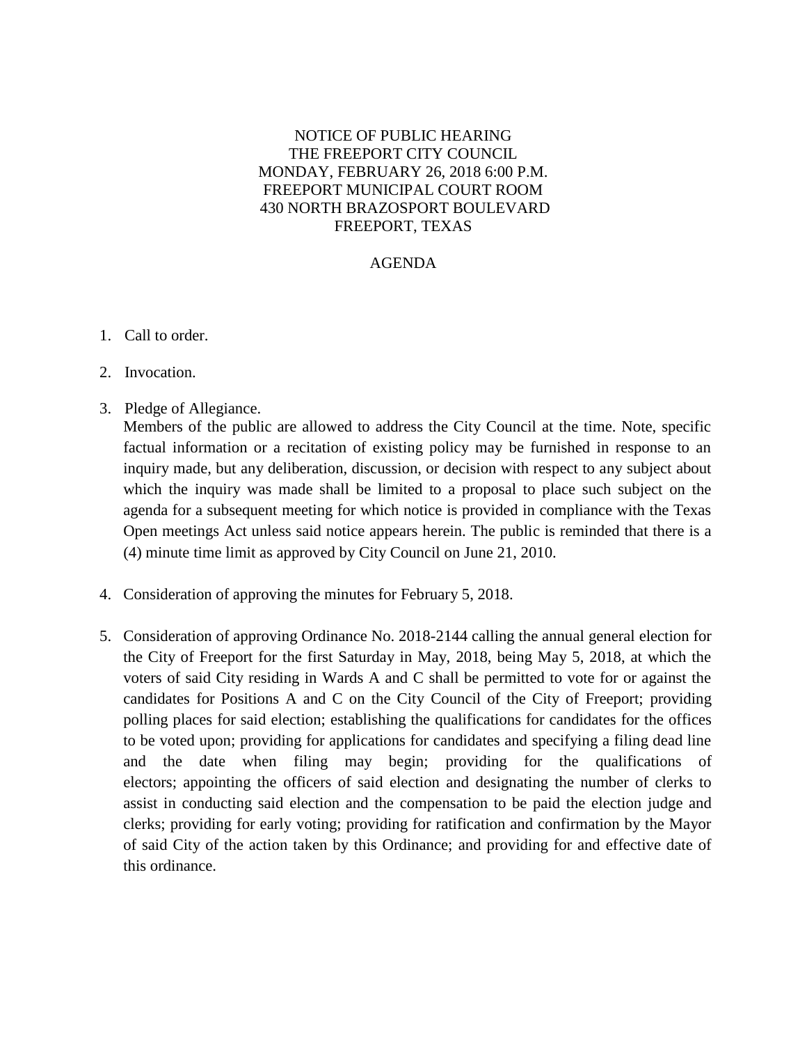NOTICE OF PUBLIC HEARING
THE FREEPORT CITY COUNCIL
MONDAY, FEBRUARY 26, 2018 6:00 P.M.
FREEPORT MUNICIPAL COURT ROOM
430 NORTH BRAZOSPORT BOULEVARD
FREEPORT, TEXAS

AGENDA

1. Call to order.

2. Invocation.

3. Pledge of Allegiance.

   Members of the public are allowed to address the City Council at the time. Note, specific factual information or a recitation of existing policy may be furnished in response to an inquiry made, but any deliberation, discussion, or decision with respect to any subject about which the inquiry was made shall be limited to a proposal to place such subject on the agenda for a subsequent meeting for which notice is provided in compliance with the Texas Open meetings Act unless said notice appears herein. The public is reminded that there is a (4) minute time limit as approved by City Council on June 21, 2010.

4. Consideration of approving the minutes for February 5, 2018.

5. Consideration of approving Ordinance No. 2018-2144 calling the annual general election for the City of Freeport for the first Saturday in May, 2018, being May 5, 2018, at which the voters of said City residing in Wards A and C shall be permitted to vote for or against the candidates for Positions A and C on the City Council of the City of Freeport; providing polling places for said election; establishing the qualifications for candidates for the offices to be voted upon; providing for applications for candidates and specifying a filing dead line and the date when filing may begin; providing for the qualifications of electors; appointing the officers of said election and designating the number of clerks to assist in conducting said election and the compensation to be paid the election judge and clerks; providing for early voting; providing for ratification and confirmation by the Mayor of said City of the action taken by this Ordinance; and providing for and effective date of this ordinance.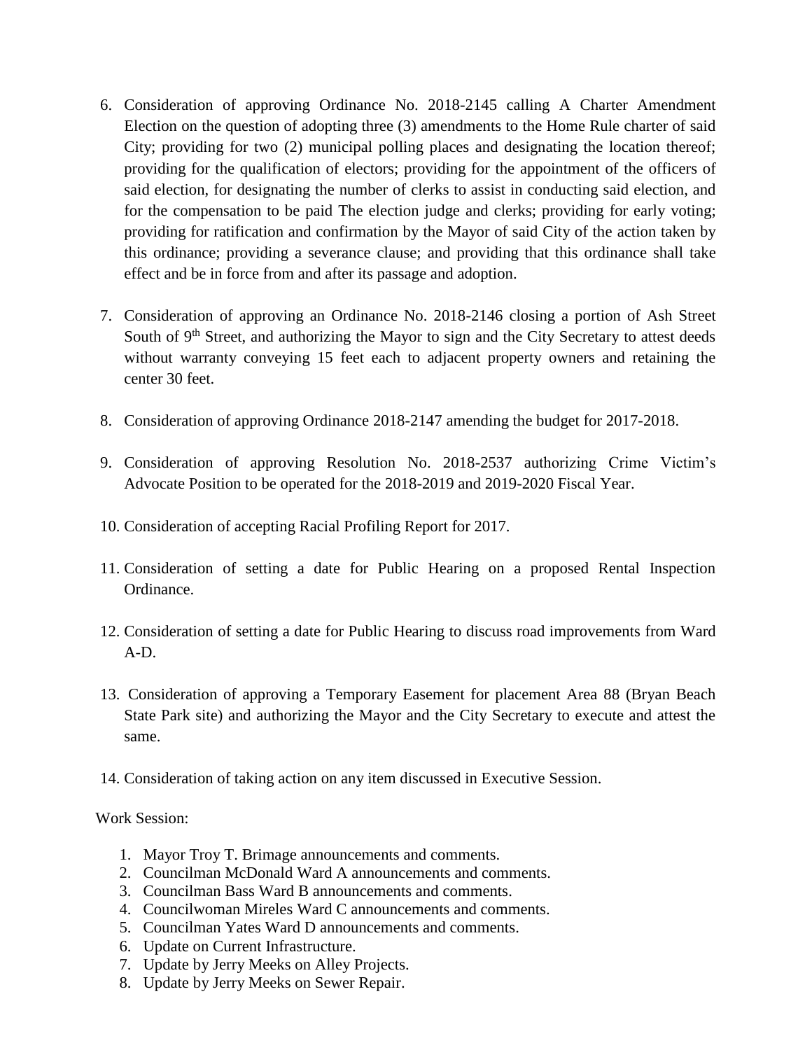6. Consideration of approving Ordinance No. 2018-2145 calling A Charter Amendment Election on the question of adopting three (3) amendments to the Home Rule charter of said City; providing for two (2) municipal polling places and designating the location thereof; providing for the qualification of electors; providing for the appointment of the officers of said election, for designating the number of clerks to assist in conducting said election, and for the compensation to be paid The election judge and clerks; providing for early voting; providing for ratification and confirmation by the Mayor of said City of the action taken by this ordinance; providing a severance clause; and providing that this ordinance shall take effect and be in force from and after its passage and adoption.

7. Consideration of approving an Ordinance No. 2018-2146 closing a portion of Ash Street South of 9th Street, and authorizing the Mayor to sign and the City Secretary to attest deeds without warranty conveying 15 feet each to adjacent property owners and retaining the center 30 feet.

8. Consideration of approving Ordinance 2018-2147 amending the budget for 2017-2018.

9. Consideration of approving Resolution No. 2018-2537 authorizing Crime Victim's Advocate Position to be operated for the 2018-2019 and 2019-2020 Fiscal Year.

10. Consideration of accepting Racial Profiling Report for 2017.

11. Consideration of setting a date for Public Hearing on a proposed Rental Inspection Ordinance.

12. Consideration of setting a date for Public Hearing to discuss road improvements from Ward A-D.

13. Consideration of approving a Temporary Easement for placement Area 88 (Bryan Beach State Park site) and authorizing the Mayor and the City Secretary to execute and attest the same.

14. Consideration of taking action on any item discussed in Executive Session.

Work Session:

1. Mayor Troy T. Brimage announcements and comments.
2. Councilman McDonald Ward A announcements and comments.
3. Councilman Bass Ward B announcements and comments.
4. Councilwoman Mireles Ward C announcements and comments.
5. Councilman Yates Ward D announcements and comments.
6. Update on Current Infrastructure.
7. Update by Jerry Meeks on Alley Projects.
8. Update by Jerry Meeks on Sewer Repair.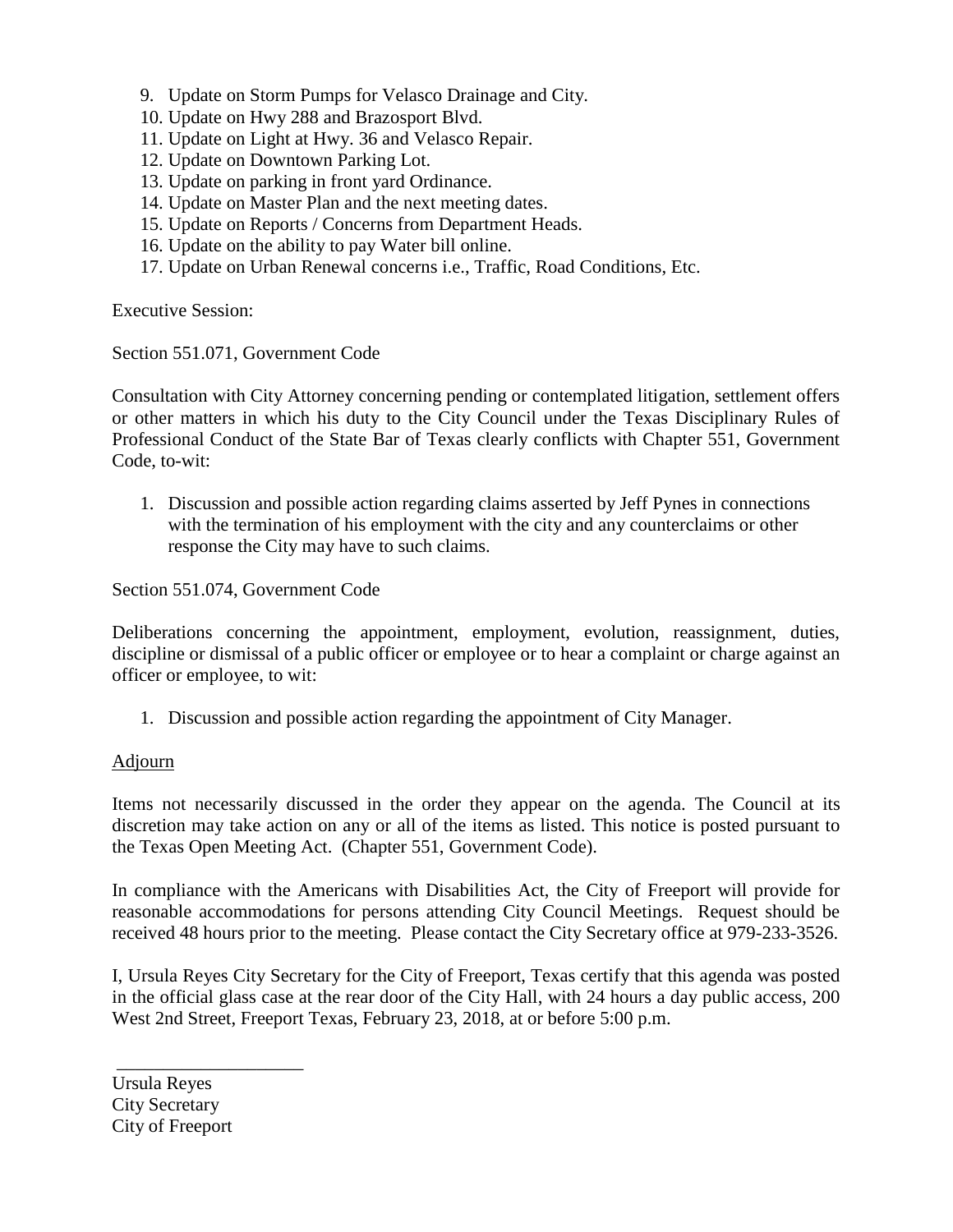9. Update on Storm Pumps for Velasco Drainage and City.
10. Update on Hwy 288 and Brazosport Blvd.
11. Update on Light at Hwy. 36 and Velasco Repair.
12. Update on Downtown Parking Lot.
13. Update on parking in front yard Ordinance.
14. Update on Master Plan and the next meeting dates.
15. Update on Reports / Concerns from Department Heads.
16. Update on the ability to pay Water bill online.
17. Update on Urban Renewal concerns i.e., Traffic, Road Conditions, Etc.

Executive Session:

Section 551.071, Government Code

Consultation with City Attorney concerning pending or contemplated litigation, settlement offers or other matters in which his duty to the City Council under the Texas Disciplinary Rules of Professional Conduct of the State Bar of Texas clearly conflicts with Chapter 551, Government Code, to-wit:

1. Discussion and possible action regarding claims asserted by Jeff Pynes in connections with the termination of his employment with the city and any counterclaims or other response the City may have to such claims.

Section 551.074, Government Code

Deliberations concerning the appointment, employment, evolution, reassignment, duties, discipline or dismissal of a public officer or employee or to hear a complaint or charge against an officer or employee, to wit:

1. Discussion and possible action regarding the appointment of City Manager.

Adjourn

Items not necessarily discussed in the order they appear on the agenda. The Council at its discretion may take action on any or all of the items as listed. This notice is posted pursuant to the Texas Open Meeting Act. (Chapter 551, Government Code).

In compliance with the Americans with Disabilities Act, the City of Freeport will provide for reasonable accommodations for persons attending City Council Meetings. Request should be received 48 hours prior to the meeting. Please contact the City Secretary office at 979-233-3526.

I, Ursula Reyes City Secretary for the City of Freeport, Texas certify that this agenda was posted in the official glass case at the rear door of the City Hall, with 24 hours a day public access, 200 West 2nd Street, Freeport Texas, February 23, 2018, at or before 5:00 p.m.

\_\_\_\_\_\_\_\_\_\_\_\_\_\_\_\_\_\_\_\_

Ursula Reyes
City Secretary
City of Freeport